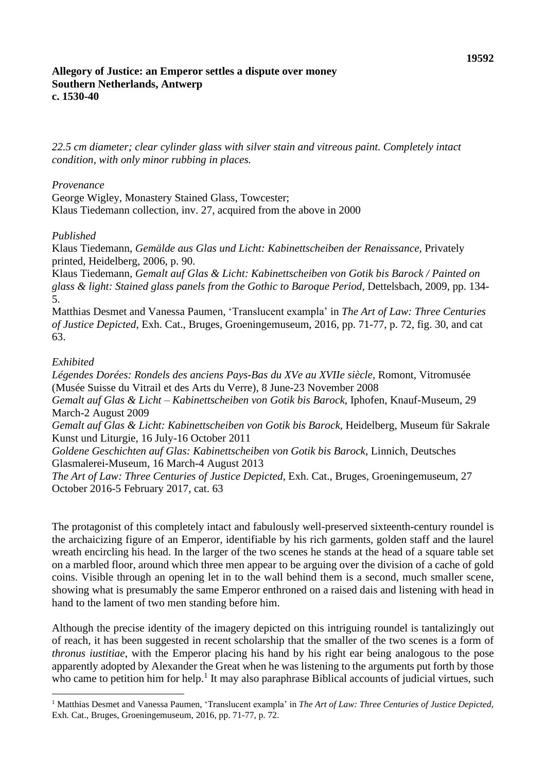**19592**

**Allegory of Justice: an Emperor settles a dispute over money**
**Southern Netherlands, Antwerp**
**c. 1530-40**

*22.5 cm diameter; clear cylinder glass with silver stain and vitreous paint. Completely intact condition, with only minor rubbing in places.*

*Provenance*
George Wigley, Monastery Stained Glass, Towcester;
Klaus Tiedemann collection, inv. 27, acquired from the above in 2000

*Published*
Klaus Tiedemann, *Gemälde aus Glas und Licht: Kabinettscheiben der Renaissance*, Privately printed, Heidelberg, 2006, p. 90.
Klaus Tiedemann, *Gemalt auf Glas & Licht: Kabinettscheiben von Gotik bis Barock / Painted on glass & light: Stained glass panels from the Gothic to Baroque Period*, Dettelsbach, 2009, pp. 134-5.
Matthias Desmet and Vanessa Paumen, 'Translucent exampla' in *The Art of Law: Three Centuries of Justice Depicted*, Exh. Cat., Bruges, Groeningemuseum, 2016, pp. 71-77, p. 72, fig. 30, and cat 63.

*Exhibited*
*Légendes Dorées: Rondels des anciens Pays-Bas du XVe au XVIIe siècle*, Romont, Vitromusée (Musée Suisse du Vitrail et des Arts du Verre), 8 June-23 November 2008
*Gemalt auf Glas & Licht – Kabinettscheiben von Gotik bis Barock*, Iphofen, Knauf-Museum, 29 March-2 August 2009
*Gemalt auf Glas & Licht: Kabinettscheiben von Gotik bis Barock*, Heidelberg, Museum für Sakrale Kunst und Liturgie, 16 July-16 October 2011
*Goldene Geschichten auf Glas: Kabinettscheiben von Gotik bis Barock*, Linnich, Deutsches Glasmalerei-Museum, 16 March-4 August 2013
*The Art of Law: Three Centuries of Justice Depicted*, Exh. Cat., Bruges, Groeningemuseum, 27 October 2016-5 February 2017, cat. 63

The protagonist of this completely intact and fabulously well-preserved sixteenth-century roundel is the archaicizing figure of an Emperor, identifiable by his rich garments, golden staff and the laurel wreath encircling his head. In the larger of the two scenes he stands at the head of a square table set on a marbled floor, around which three men appear to be arguing over the division of a cache of gold coins. Visible through an opening let in to the wall behind them is a second, much smaller scene, showing what is presumably the same Emperor enthroned on a raised dais and listening with head in hand to the lament of two men standing before him.

Although the precise identity of the imagery depicted on this intriguing roundel is tantalizingly out of reach, it has been suggested in recent scholarship that the smaller of the two scenes is a form of *thronus iustitiae*, with the Emperor placing his hand by his right ear being analogous to the pose apparently adopted by Alexander the Great when he was listening to the arguments put forth by those who came to petition him for help.[1] It may also paraphrase Biblical accounts of judicial virtues, such

[1] Matthias Desmet and Vanessa Paumen, 'Translucent exampla' in *The Art of Law: Three Centuries of Justice Depicted*, Exh. Cat., Bruges, Groeningemuseum, 2016, pp. 71-77, p. 72.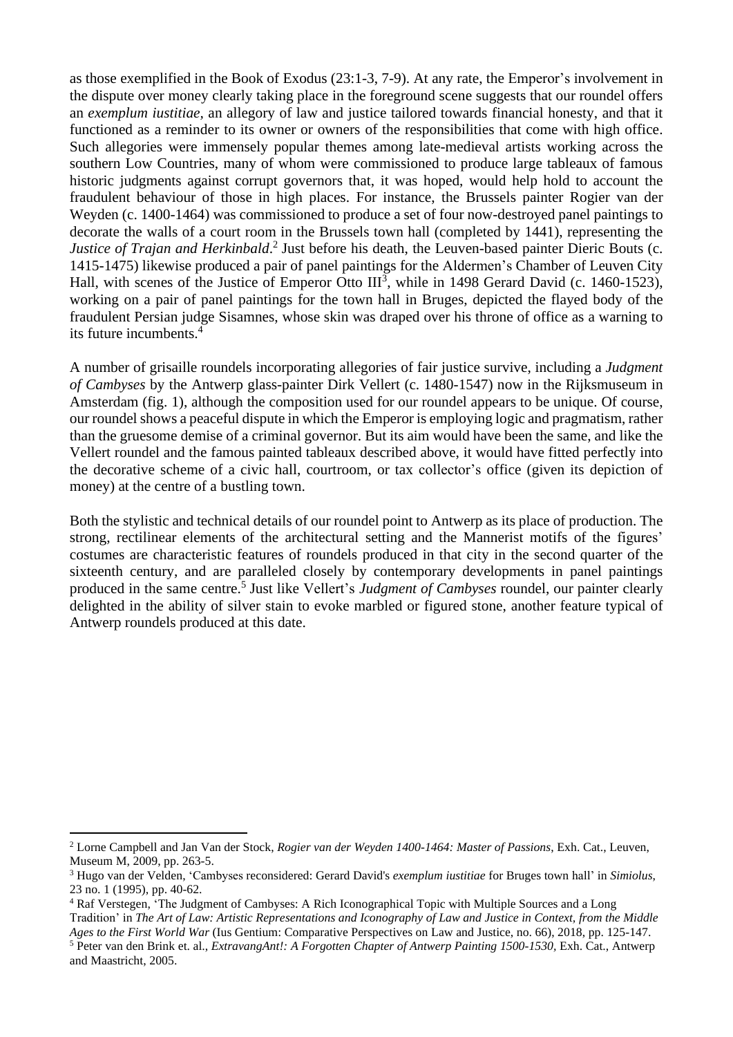as those exemplified in the Book of Exodus (23:1-3, 7-9). At any rate, the Emperor's involvement in the dispute over money clearly taking place in the foreground scene suggests that our roundel offers an *exemplum iustitiae*, an allegory of law and justice tailored towards financial honesty, and that it functioned as a reminder to its owner or owners of the responsibilities that come with high office. Such allegories were immensely popular themes among late-medieval artists working across the southern Low Countries, many of whom were commissioned to produce large tableaux of famous historic judgments against corrupt governors that, it was hoped, would help hold to account the fraudulent behaviour of those in high places. For instance, the Brussels painter Rogier van der Weyden (c. 1400-1464) was commissioned to produce a set of four now-destroyed panel paintings to decorate the walls of a court room in the Brussels town hall (completed by 1441), representing the *Justice of Trajan and Herkinbald*.[2] Just before his death, the Leuven-based painter Dieric Bouts (c. 1415-1475) likewise produced a pair of panel paintings for the Aldermen's Chamber of Leuven City Hall, with scenes of the Justice of Emperor Otto III[3], while in 1498 Gerard David (c. 1460-1523), working on a pair of panel paintings for the town hall in Bruges, depicted the flayed body of the fraudulent Persian judge Sisamnes, whose skin was draped over his throne of office as a warning to its future incumbents.[4]

A number of grisaille roundels incorporating allegories of fair justice survive, including a *Judgment of Cambyses* by the Antwerp glass-painter Dirk Vellert (c. 1480-1547) now in the Rijksmuseum in Amsterdam (fig. 1), although the composition used for our roundel appears to be unique. Of course, our roundel shows a peaceful dispute in which the Emperor is employing logic and pragmatism, rather than the gruesome demise of a criminal governor. But its aim would have been the same, and like the Vellert roundel and the famous painted tableaux described above, it would have fitted perfectly into the decorative scheme of a civic hall, courtroom, or tax collector's office (given its depiction of money) at the centre of a bustling town.

Both the stylistic and technical details of our roundel point to Antwerp as its place of production. The strong, rectilinear elements of the architectural setting and the Mannerist motifs of the figures' costumes are characteristic features of roundels produced in that city in the second quarter of the sixteenth century, and are paralleled closely by contemporary developments in panel paintings produced in the same centre.[5] Just like Vellert's *Judgment of Cambyses* roundel, our painter clearly delighted in the ability of silver stain to evoke marbled or figured stone, another feature typical of Antwerp roundels produced at this date.

---

[2] Lorne Campbell and Jan Van der Stock, *Rogier van der Weyden 1400-1464: Master of Passions*, Exh. Cat., Leuven, Museum M, 2009, pp. 263-5.

[3] Hugo van der Velden, 'Cambyses reconsidered: Gerard David's *exemplum iustitiae* for Bruges town hall' in *Simiolus*, 23 no. 1 (1995), pp. 40-62.

[4] Raf Verstegen, 'The Judgment of Cambyses: A Rich Iconographical Topic with Multiple Sources and a Long Tradition' in *The Art of Law: Artistic Representations and Iconography of Law and Justice in Context, from the Middle Ages to the First World War* (Ius Gentium: Comparative Perspectives on Law and Justice, no. 66), 2018, pp. 125-147.

[5] Peter van den Brink et. al., *ExtravangAnt!: A Forgotten Chapter of Antwerp Painting 1500-1530*, Exh. Cat., Antwerp and Maastricht, 2005.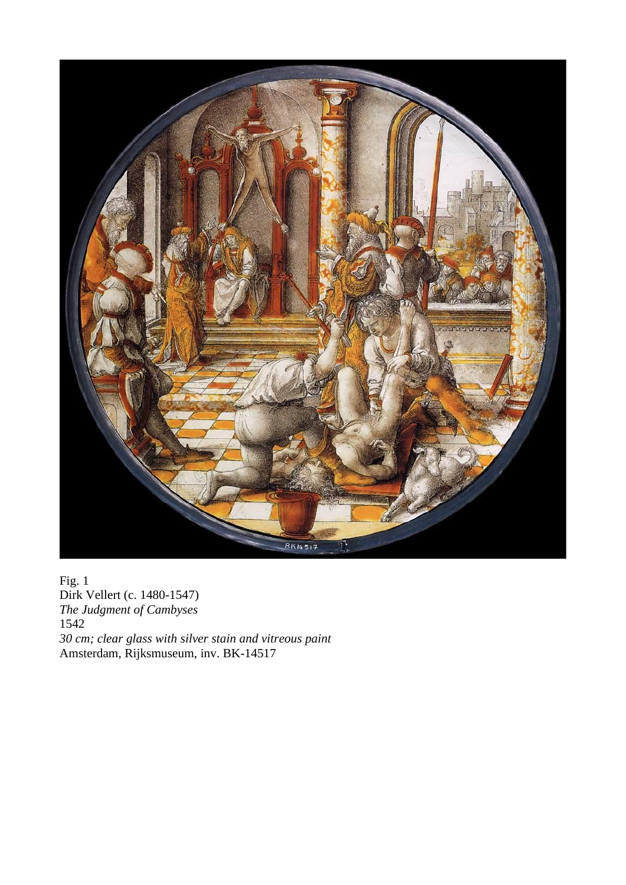Fig. 1
Dirk Vellert (c. 1480-1547)
*The Judgment of Cambyses*
1542
*30 cm; clear glass with silver stain and vitreous paint*
Amsterdam, Rijksmuseum, inv. BK-14517